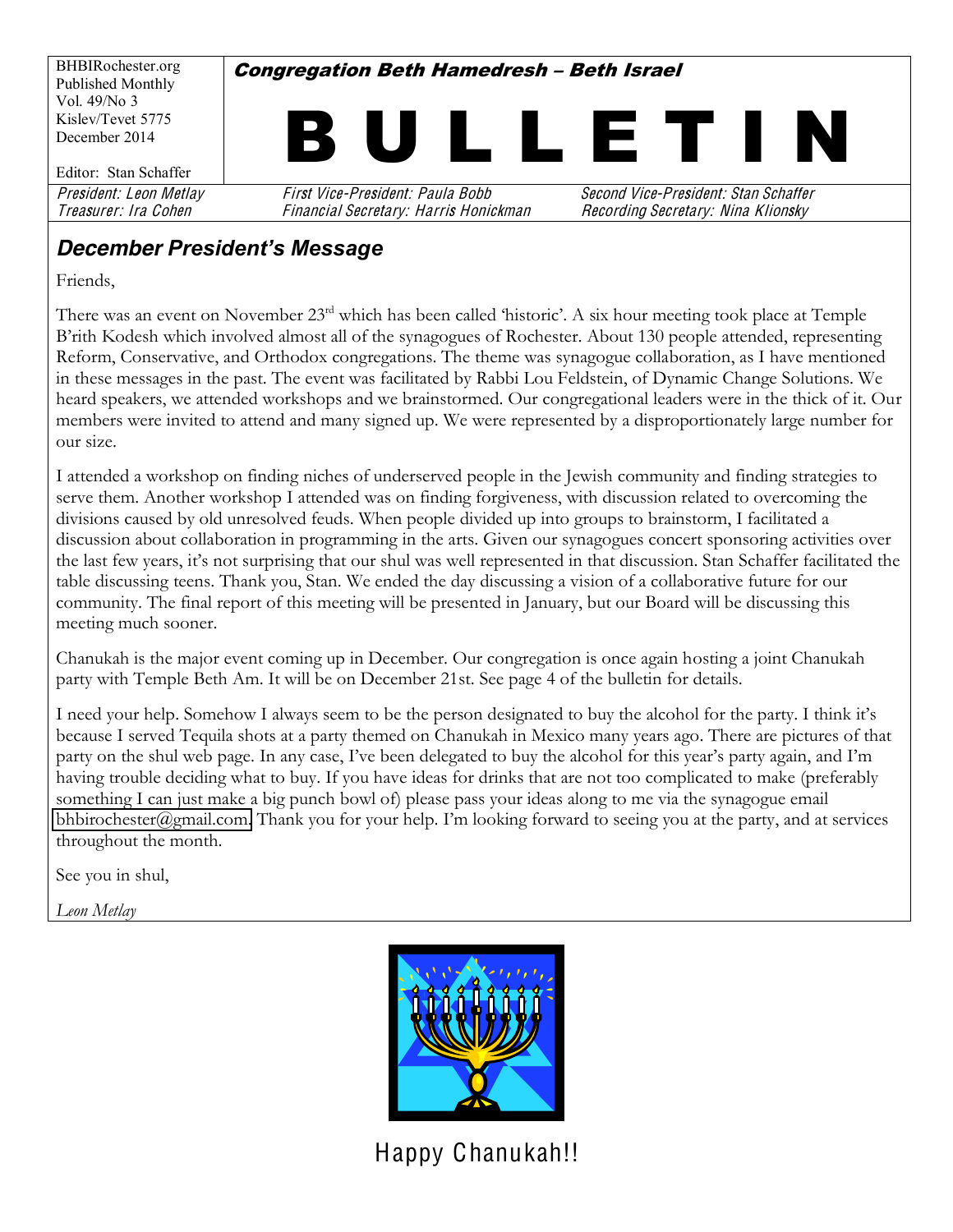BHBIRochester.org
Published Monthly
Vol. 49/No 3
Kislev/Tevet 5775
December 2014

Editor: Stan Schaffer

***Congregation Beth Hamedresh – Beth Israel***

# BULLETIN

*President: Leon Metlay* | *First Vice-President: Paula Bobb* | *Second Vice-President: Stan Schaffer*
*Treasurer: Ira Cohen* | *Financial Secretary: Harris Honickman* | *Recording Secretary: Nina Klionsky*

## *December President's Message*

Friends,

There was an event on November 23rd which has been called 'historic'. A six hour meeting took place at Temple B'rith Kodesh which involved almost all of the synagogues of Rochester. About 130 people attended, representing Reform, Conservative, and Orthodox congregations. The theme was synagogue collaboration, as I have mentioned in these messages in the past. The event was facilitated by Rabbi Lou Feldstein, of Dynamic Change Solutions. We heard speakers, we attended workshops and we brainstormed. Our congregational leaders were in the thick of it. Our members were invited to attend and many signed up. We were represented by a disproportionately large number for our size.

I attended a workshop on finding niches of underserved people in the Jewish community and finding strategies to serve them. Another workshop I attended was on finding forgiveness, with discussion related to overcoming the divisions caused by old unresolved feuds. When people divided up into groups to brainstorm, I facilitated a discussion about collaboration in programming in the arts. Given our synagogues concert sponsoring activities over the last few years, it's not surprising that our shul was well represented in that discussion. Stan Schaffer facilitated the table discussing teens. Thank you, Stan. We ended the day discussing a vision of a collaborative future for our community. The final report of this meeting will be presented in January, but our Board will be discussing this meeting much sooner.

Chanukah is the major event coming up in December. Our congregation is once again hosting a joint Chanukah party with Temple Beth Am. It will be on December 21st. See page 4 of the bulletin for details.

I need your help. Somehow I always seem to be the person designated to buy the alcohol for the party. I think it's because I served Tequila shots at a party themed on Chanukah in Mexico many years ago. There are pictures of that party on the shul web page. In any case, I've been delegated to buy the alcohol for this year's party again, and I'm having trouble deciding what to buy. If you have ideas for drinks that are not too complicated to make (preferably something I can just make a big punch bowl of) please pass your ideas along to me via the synagogue email bhbirochester@gmail.com. Thank you for your help. I'm looking forward to seeing you at the party, and at services throughout the month.

See you in shul,

*Leon Metlay*

Happy Chanukah!!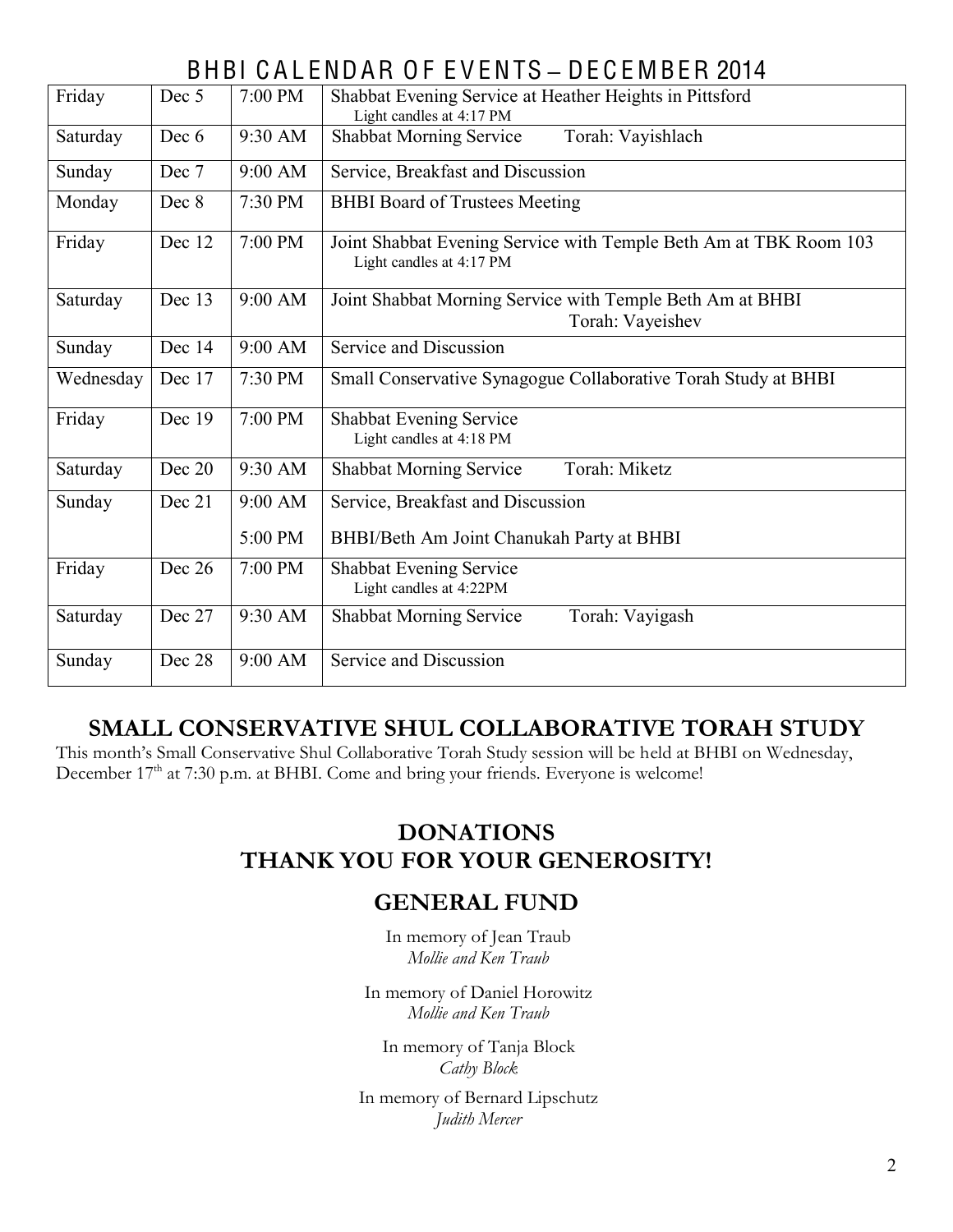# BHBI CALENDAR OF EVENTS – DECEMBER 2014

| | | | |
|---|---|---|---|
| Friday | Dec 5 | 7:00 PM | Shabbat Evening Service at Heather Heights in Pittsford<br>Light candles at 4:17 PM |
| Saturday | Dec 6 | 9:30 AM | Shabbat Morning Service Torah: Vayishlach |
| Sunday | Dec 7 | 9:00 AM | Service, Breakfast and Discussion |
| Monday | Dec 8 | 7:30 PM | BHBI Board of Trustees Meeting |
| Friday | Dec 12 | 7:00 PM | Joint Shabbat Evening Service with Temple Beth Am at TBK Room 103<br>Light candles at 4:17 PM |
| Saturday | Dec 13 | 9:00 AM | Joint Shabbat Morning Service with Temple Beth Am at BHBI<br>Torah: Vayeishev |
| Sunday | Dec 14 | 9:00 AM | Service and Discussion |
| Wednesday | Dec 17 | 7:30 PM | Small Conservative Synagogue Collaborative Torah Study at BHBI |
| Friday | Dec 19 | 7:00 PM | Shabbat Evening Service<br>Light candles at 4:18 PM |
| Saturday | Dec 20 | 9:30 AM | Shabbat Morning Service Torah: Miketz |
| Sunday | Dec 21 | 9:00 AM<br>5:00 PM | Service, Breakfast and Discussion<br>BHBI/Beth Am Joint Chanukah Party at BHBI |
| Friday | Dec 26 | 7:00 PM | Shabbat Evening Service<br>Light candles at 4:22PM |
| Saturday | Dec 27 | 9:30 AM | Shabbat Morning Service Torah: Vayigash |
| Sunday | Dec 28 | 9:00 AM | Service and Discussion |

## SMALL CONSERVATIVE SHUL COLLABORATIVE TORAH STUDY

This month's Small Conservative Shul Collaborative Torah Study session will be held at BHBI on Wednesday, December 17th at 7:30 p.m. at BHBI. Come and bring your friends. Everyone is welcome!

## DONATIONS
## THANK YOU FOR YOUR GENEROSITY!

### GENERAL FUND

In memory of Jean Traub
*Mollie and Ken Traub*

In memory of Daniel Horowitz
*Mollie and Ken Traub*

In memory of Tanja Block
*Cathy Block*

In memory of Bernard Lipschutz
*Judith Mercer*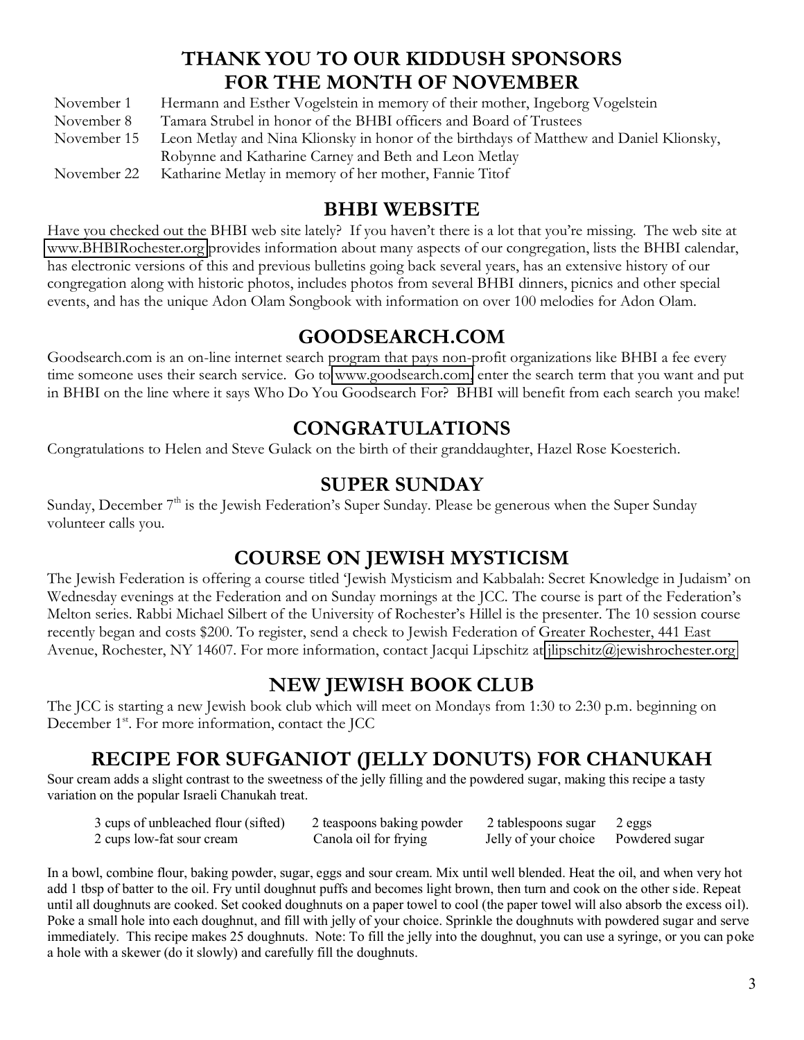## THANK YOU TO OUR KIDDUSH SPONSORS FOR THE MONTH OF NOVEMBER

| | |
|---|---|
| November 1 | Hermann and Esther Vogelstein in memory of their mother, Ingeborg Vogelstein |
| November 8 | Tamara Strubel in honor of the BHBI officers and Board of Trustees |
| November 15 | Leon Metlay and Nina Klionsky in honor of the birthdays of Matthew and Daniel Klionsky, Robynne and Katharine Carney and Beth and Leon Metlay |
| November 22 | Katharine Metlay in memory of her mother, Fannie Titof |

## BHBI WEBSITE

Have you checked out the BHBI web site lately? If you haven't there is a lot that you're missing. The web site at www.BHBIRochester.org provides information about many aspects of our congregation, lists the BHBI calendar, has electronic versions of this and previous bulletins going back several years, has an extensive history of our congregation along with historic photos, includes photos from several BHBI dinners, picnics and other special events, and has the unique Adon Olam Songbook with information on over 100 melodies for Adon Olam.

## GOODSEARCH.COM

Goodsearch.com is an on-line internet search program that pays non-profit organizations like BHBI a fee every time someone uses their search service. Go to www.goodsearch.com, enter the search term that you want and put in BHBI on the line where it says Who Do You Goodsearch For? BHBI will benefit from each search you make!

## CONGRATULATIONS

Congratulations to Helen and Steve Gulack on the birth of their granddaughter, Hazel Rose Koesterich.

## SUPER SUNDAY

Sunday, December 7th is the Jewish Federation's Super Sunday. Please be generous when the Super Sunday volunteer calls you.

## COURSE ON JEWISH MYSTICISM

The Jewish Federation is offering a course titled 'Jewish Mysticism and Kabbalah: Secret Knowledge in Judaism' on Wednesday evenings at the Federation and on Sunday mornings at the JCC. The course is part of the Federation's Melton series. Rabbi Michael Silbert of the University of Rochester's Hillel is the presenter. The 10 session course recently began and costs $200. To register, send a check to Jewish Federation of Greater Rochester, 441 East Avenue, Rochester, NY 14607. For more information, contact Jacqui Lipschitz at jlipschitz@jewishrochester.org

## NEW JEWISH BOOK CLUB

The JCC is starting a new Jewish book club which will meet on Mondays from 1:30 to 2:30 p.m. beginning on December 1st. For more information, contact the JCC

## RECIPE FOR SUFGANIOT (JELLY DONUTS) FOR CHANUKAH

Sour cream adds a slight contrast to the sweetness of the jelly filling and the powdered sugar, making this recipe a tasty variation on the popular Israeli Chanukah treat.

- 3 cups of unbleached flour (sifted)
- 2 teaspoons baking powder
- 2 tablespoons sugar
- 2 eggs
- 2 cups low-fat sour cream
- Canola oil for frying
- Jelly of your choice
- Powdered sugar

In a bowl, combine flour, baking powder, sugar, eggs and sour cream. Mix until well blended. Heat the oil, and when very hot add 1 tbsp of batter to the oil. Fry until doughnut puffs and becomes light brown, then turn and cook on the other side. Repeat until all doughnuts are cooked. Set cooked doughnuts on a paper towel to cool (the paper towel will also absorb the excess oil). Poke a small hole into each doughnut, and fill with jelly of your choice. Sprinkle the doughnuts with powdered sugar and serve immediately. This recipe makes 25 doughnuts. Note: To fill the jelly into the doughnut, you can use a syringe, or you can poke a hole with a skewer (do it slowly) and carefully fill the doughnuts.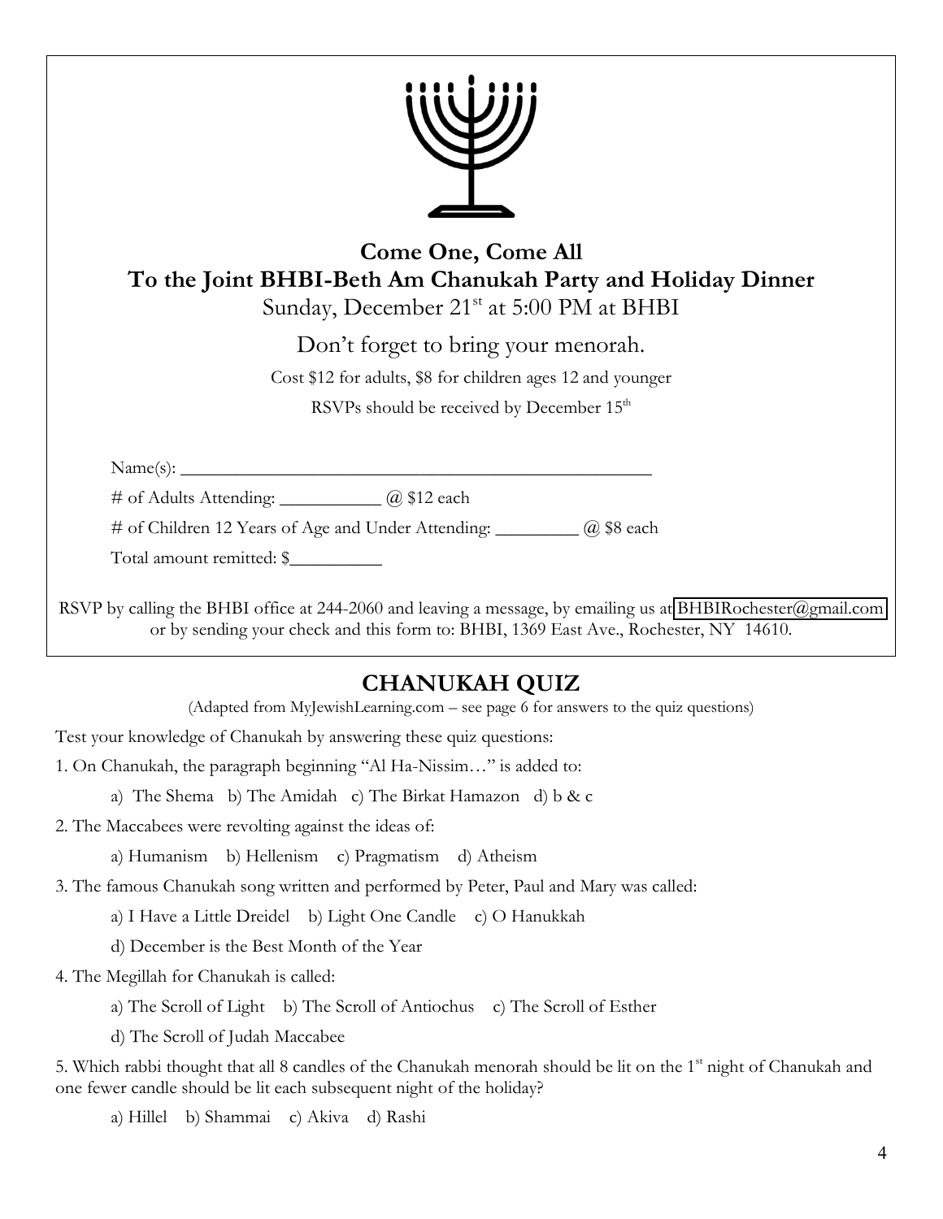**Come One, Come All**
**To the Joint BHBI-Beth Am Chanukah Party and Holiday Dinner**

Sunday, December 21st at 5:00 PM at BHBI

Don't forget to bring your menorah.

Cost $12 for adults, $8 for children ages 12 and younger

RSVPs should be received by December 15th

Name(s): ______________________________________________

# of Adults Attending: __________ @ $12 each

# of Children 12 Years of Age and Under Attending: _________ @ $8 each

Total amount remitted: $__________

RSVP by calling the BHBI office at 244-2060 and leaving a message, by emailing us at BHBIRochester@gmail.com or by sending your check and this form to: BHBI, 1369 East Ave., Rochester, NY 14610.

## CHANUKAH QUIZ

(Adapted from MyJewishLearning.com – see page 6 for answers to the quiz questions)

Test your knowledge of Chanukah by answering these quiz questions:

1. On Chanukah, the paragraph beginning "Al Ha-Nissim…" is added to:

   a) The Shema b) The Amidah c) The Birkat Hamazon d) b & c

2. The Maccabees were revolting against the ideas of:

   a) Humanism b) Hellenism c) Pragmatism d) Atheism

3. The famous Chanukah song written and performed by Peter, Paul and Mary was called:

   a) I Have a Little Dreidel b) Light One Candle c) O Hanukkah

   d) December is the Best Month of the Year

4. The Megillah for Chanukah is called:

   a) The Scroll of Light b) The Scroll of Antiochus c) The Scroll of Esther

   d) The Scroll of Judah Maccabee

5. Which rabbi thought that all 8 candles of the Chanukah menorah should be lit on the 1st night of Chanukah and one fewer candle should be lit each subsequent night of the holiday?

   a) Hillel b) Shammai c) Akiva d) Rashi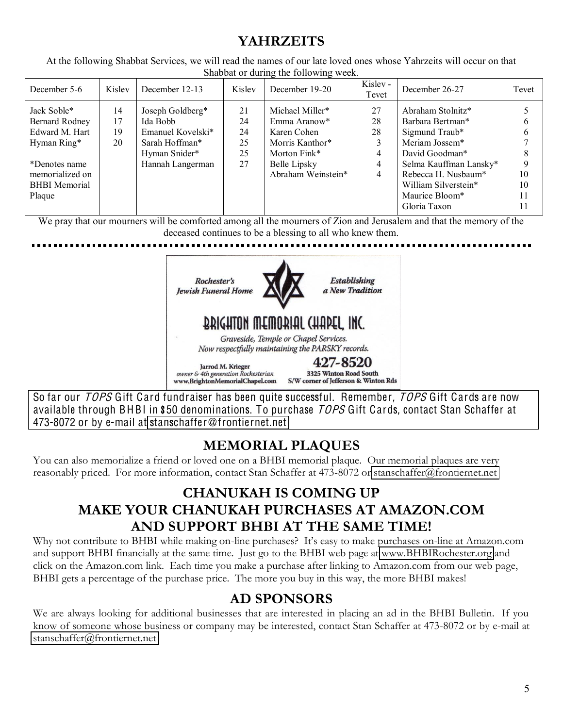## YAHRZEITS

At the following Shabbat Services, we will read the names of our late loved ones whose Yahrzeits will occur on that Shabbat or during the following week.

| December 5-6 | Kislev | December 12-13 | Kislev | December 19-20 | Kislev - Tevet | December 26-27 | Tevet |
|---|---|---|---|---|---|---|---|
| Jack Soble* | 14 | Joseph Goldberg* | 21 | Michael Miller* | 27 | Abraham Stolnitz* | 5 |
| Bernard Rodney | 17 | Ida Bobb | 24 | Emma Aranow* | 28 | Barbara Bertman* | 6 |
| Edward M. Hart | 19 | Emanuel Kovelski* | 24 | Karen Cohen | 28 | Sigmund Traub* | 6 |
| Hyman Ring* | 20 | Sarah Hoffman* | 25 | Morris Kanthor* | 3 | Meriam Jossem* | 7 |
| | | Hyman Snider* | 25 | Morton Fink* | 4 | David Goodman* | 8 |
| *Denotes name memorialized on BHBI Memorial Plaque | | Hannah Langerman | 27 | Belle Lipsky | 4 | Selma Kauffman Lansky* | 9 |
| | | | | Abraham Weinstein* | 4 | Rebecca H. Nusbaum* | 10 |
| | | | | | | William Silverstein* | 10 |
| | | | | | | Maurice Bloom* | 11 |
| | | | | | | Gloria Taxon | 11 |

We pray that our mourners will be comforted among all the mourners of Zion and Jerusalem and that the memory of the deceased continues to be a blessing to all who knew them.

*Rochester's Jewish Funeral Home* — *Establishing a New Tradition*

**BRIGHTON MEMORIAL CHAPEL, INC.**

*Graveside, Temple or Chapel Services.*
*Now respectfully maintaining the PARSKY records.*

Jarrod M. Krieger
*owner & 4th generation Rochesterian*
www.BrightonMemorialChapel.com

**427-8520**
3325 Winton Road South
S/W corner of Jefferson & Winton Rds

So far our *TOPS* Gift Card fundraiser has been quite successful. Remember, *TOPS* Gift Cards are now available through BHBI in $50 denominations. To purchase *TOPS* Gift Cards, contact Stan Schaffer at 473-8072 or by e-mail at stanschaffer@frontiernet.net

## MEMORIAL PLAQUES

You can also memorialize a friend or loved one on a BHBI memorial plaque. Our memorial plaques are very reasonably priced. For more information, contact Stan Schaffer at 473-8072 or stanschaffer@frontiernet.net

## CHANUKAH IS COMING UP
## MAKE YOUR CHANUKAH PURCHASES AT AMAZON.COM AND SUPPORT BHBI AT THE SAME TIME!

Why not contribute to BHBI while making on-line purchases? It's easy to make purchases on-line at Amazon.com and support BHBI financially at the same time. Just go to the BHBI web page at www.BHBIRochester.org and click on the Amazon.com link. Each time you make a purchase after linking to Amazon.com from our web page, BHBI gets a percentage of the purchase price. The more you buy in this way, the more BHBI makes!

## AD SPONSORS

We are always looking for additional businesses that are interested in placing an ad in the BHBI Bulletin. If you know of someone whose business or company may be interested, contact Stan Schaffer at 473-8072 or by e-mail at stanschaffer@frontiernet.net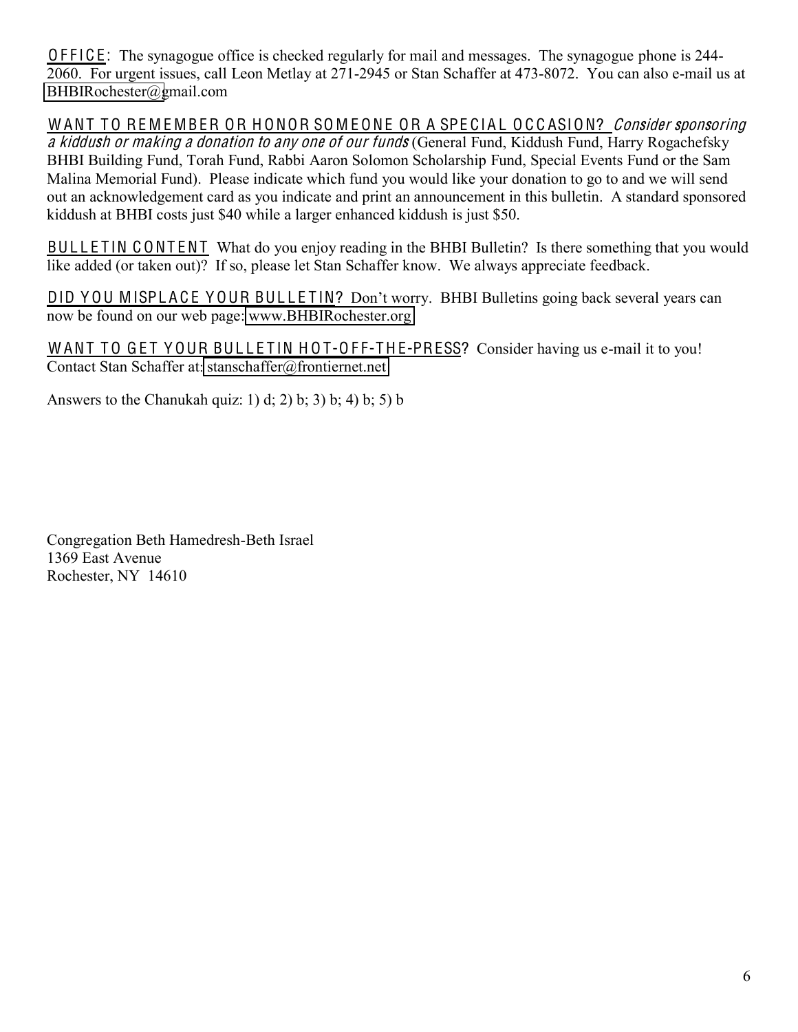OFFICE: The synagogue office is checked regularly for mail and messages. The synagogue phone is 244-2060. For urgent issues, call Leon Metlay at 271-2945 or Stan Schaffer at 473-8072. You can also e-mail us at BHBIRochester@gmail.com

WANT TO REMEMBER OR HONOR SOMEONE OR A SPECIAL OCCASION? *Consider sponsoring a kiddush or making a donation to any one of our funds* (General Fund, Kiddush Fund, Harry Rogachefsky BHBI Building Fund, Torah Fund, Rabbi Aaron Solomon Scholarship Fund, Special Events Fund or the Sam Malina Memorial Fund). Please indicate which fund you would like your donation to go to and we will send out an acknowledgement card as you indicate and print an announcement in this bulletin. A standard sponsored kiddush at BHBI costs just $40 while a larger enhanced kiddush is just $50.

BULLETIN CONTENT What do you enjoy reading in the BHBI Bulletin? Is there something that you would like added (or taken out)? If so, please let Stan Schaffer know. We always appreciate feedback.

DID YOU MISPLACE YOUR BULLETIN? Don't worry. BHBI Bulletins going back several years can now be found on our web page: www.BHBIRochester.org

WANT TO GET YOUR BULLETIN HOT-OFF-THE-PRESS? Consider having us e-mail it to you! Contact Stan Schaffer at: stanschaffer@frontiernet.net

Answers to the Chanukah quiz: 1) d; 2) b; 3) b; 4) b; 5) b

Congregation Beth Hamedresh-Beth Israel
1369 East Avenue
Rochester, NY 14610